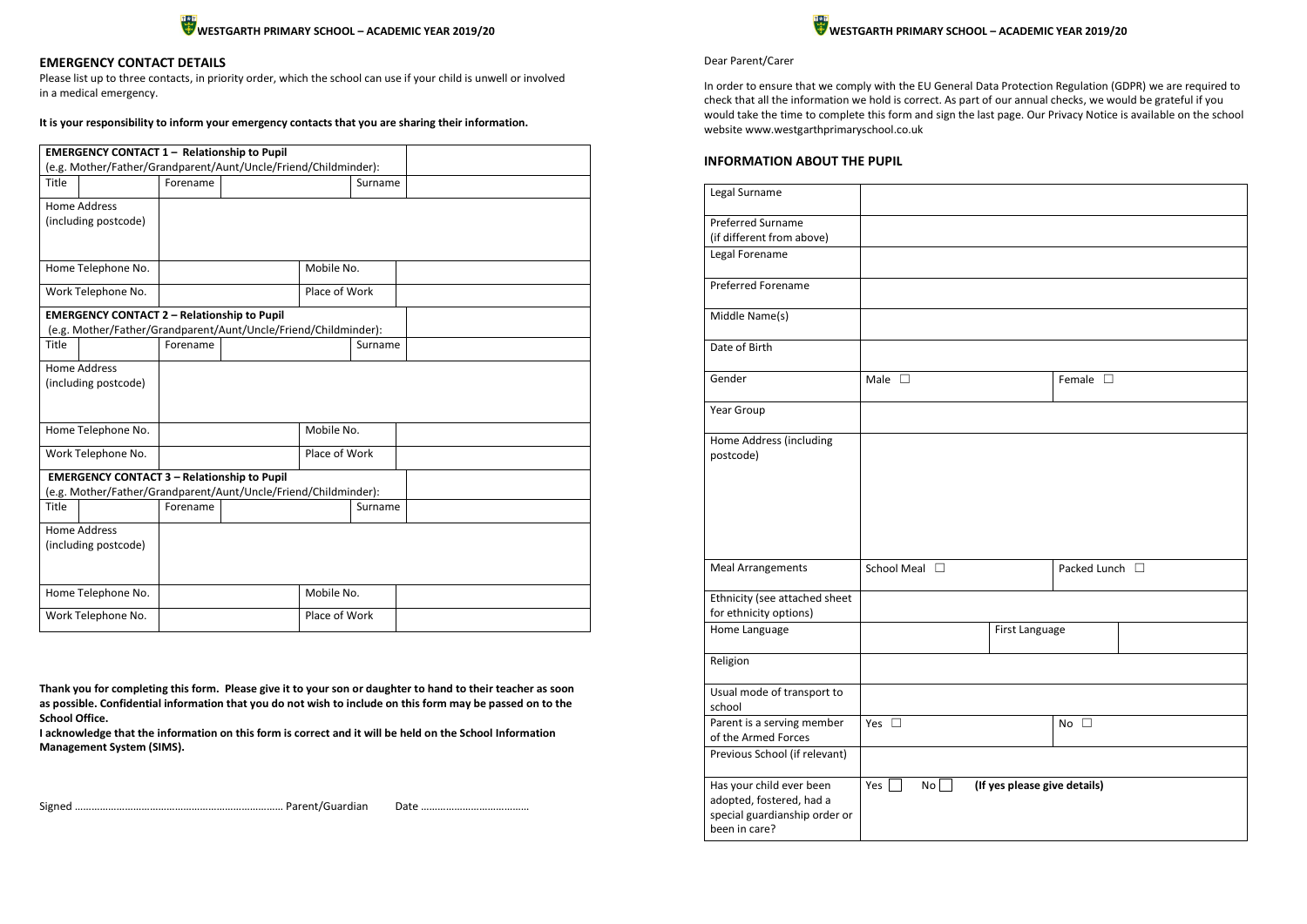## EMERGENCY CONTACT DETAILS

Please list up to three contacts, in priority order, which the school can use if your child is unwell or involved in a medical emergency.

**It is your responsibility to inform your emergency contacts that you are sharing their information.**

| **EMERGENCY CONTACT 1 – Relationship to Pupil** (e.g. Mother/Father/Grandparent/Aunt/Uncle/Friend/Childminder): | | | | | | |
|---|---|---|---|---|---|---|
| Title | | Forename | | Surname | | |
| Home Address (including postcode) | | | | | | |
| Home Telephone No. | | | Mobile No. | | | |
| Work Telephone No. | | | Place of Work | | | |
| **EMERGENCY CONTACT 2 – Relationship to Pupil** (e.g. Mother/Father/Grandparent/Aunt/Uncle/Friend/Childminder): | | | | | | |
| Title | | Forename | | Surname | | |
| Home Address (including postcode) | | | | | | |
| Home Telephone No. | | | Mobile No. | | | |
| Work Telephone No. | | | Place of Work | | | |
| **EMERGENCY CONTACT 3 – Relationship to Pupil** (e.g. Mother/Father/Grandparent/Aunt/Uncle/Friend/Childminder): | | | | | | |
| Title | | Forename | | Surname | | |
| Home Address (including postcode) | | | | | | |
| Home Telephone No. | | | Mobile No. | | | |
| Work Telephone No. | | | Place of Work | | | |

**Thank you for completing this form. Please give it to your son or daughter to hand to their teacher as soon as possible. Confidential information that you do not wish to include on this form may be passed on to the School Office.**

**I acknowledge that the information on this form is correct and it will be held on the School Information Management System (SIMS).**

Signed ………………………………………………………………… Parent/Guardian Date …………………………………

Dear Parent/Carer

In order to ensure that we comply with the EU General Data Protection Regulation (GDPR) we are required to check that all the information we hold is correct. As part of our annual checks, we would be grateful if you would take the time to complete this form and sign the last page. Our Privacy Notice is available on the school website www.westgarthprimaryschool.co.uk

## INFORMATION ABOUT THE PUPIL

| | | | |
|---|---|---|---|
| Legal Surname | | | |
| Preferred Surname (if different from above) | | | |
| Legal Forename | | | |
| Preferred Forename | | | |
| Middle Name(s) | | | |
| Date of Birth | | | |
| Gender | Male ☐ | | Female ☐ |
| Year Group | | | |
| Home Address (including postcode) | | | |
| Meal Arrangements | School Meal ☐ | | Packed Lunch ☐ |
| Ethnicity (see attached sheet for ethnicity options) | | | |
| Home Language | | First Language | |
| Religion | | | |
| Usual mode of transport to school | | | |
| Parent is a serving member of the Armed Forces | Yes ☐ | | No ☐ |
| Previous School (if relevant) | | | |
| Has your child ever been adopted, fostered, had a special guardianship order or been in care? | Yes ☐ No ☐ **(If yes please give details)** | | |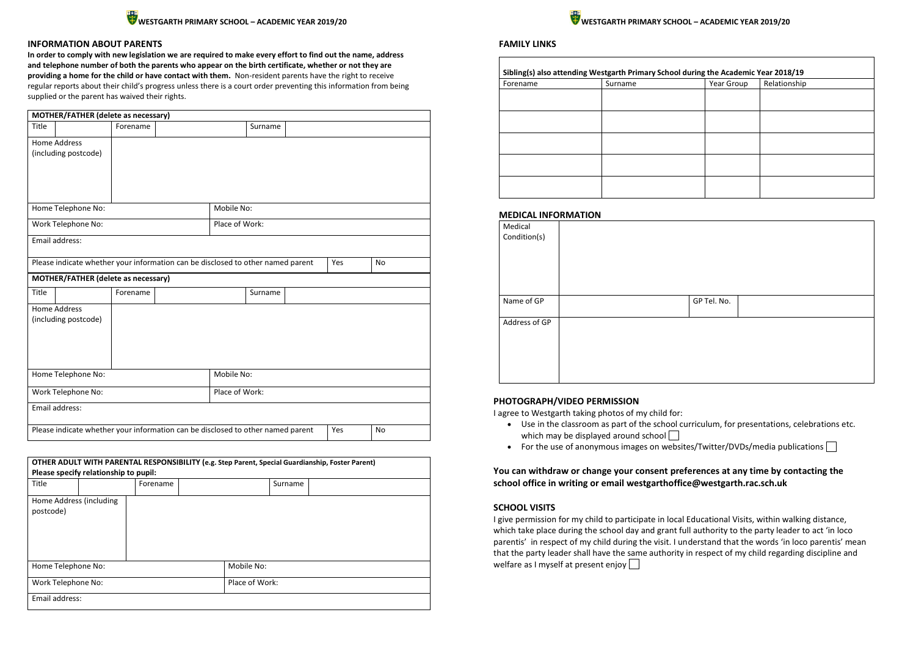## INFORMATION ABOUT PARENTS

**In order to comply with new legislation we are required to make every effort to find out the name, address and telephone number of both the parents who appear on the birth certificate, whether or not they are providing a home for the child or have contact with them.** Non-resident parents have the right to receive regular reports about their child's progress unless there is a court order preventing this information from being supplied or the parent has waived their rights.

| **MOTHER/FATHER (delete as necessary)** | | | | | | | |
|---|---|---|---|---|---|---|---|
| Title | | Forename | | Surname | | | |
| Home Address (including postcode) | | | | | | | |
| Home Telephone No: | | | | Mobile No: | | | |
| Work Telephone No: | | | | Place of Work: | | | |
| Email address: | | | | | | | |
| Please indicate whether your information can be disclosed to other named parent | | | | | | Yes | No |

| **MOTHER/FATHER (delete as necessary)** | | | | | | | |
|---|---|---|---|---|---|---|---|
| Title | | Forename | | Surname | | | |
| Home Address (including postcode) | | | | | | | |
| Home Telephone No: | | | | Mobile No: | | | |
| Work Telephone No: | | | | Place of Work: | | | |
| Email address: | | | | | | | |
| Please indicate whether your information can be disclosed to other named parent | | | | | | Yes | No |

| **OTHER ADULT WITH PARENTAL RESPONSIBILITY (e.g. Step Parent, Special Guardianship, Foster Parent) Please specify relationship to pupil:** | | | | | |
|---|---|---|---|---|---|
| Title | | Forename | | Surname | |
| Home Address (including postcode) | | | | | |
| Home Telephone No: | | | Mobile No: | | |
| Work Telephone No: | | | Place of Work: | | |
| Email address: | | | | | |

## FAMILY LINKS

| **Sibling(s) also attending Westgarth Primary School during the Academic Year 2018/19** | | | |
|---|---|---|---|
| Forename | Surname | Year Group | Relationship |
| | | | |
| | | | |
| | | | |
| | | | |
| | | | |

## MEDICAL INFORMATION

| | | | |
|---|---|---|---|
| Medical Condition(s) | | | |
| Name of GP | | GP Tel. No. | |
| Address of GP | | | |

## PHOTOGRAPH/VIDEO PERMISSION

I agree to Westgarth taking photos of my child for:

- Use in the classroom as part of the school curriculum, for presentations, celebrations etc. which may be displayed around school ☐
- For the use of anonymous images on websites/Twitter/DVDs/media publications ☐

**You can withdraw or change your consent preferences at any time by contacting the school office in writing or email westgarthoffice@westgarth.rac.sch.uk**

## SCHOOL VISITS

I give permission for my child to participate in local Educational Visits, within walking distance, which take place during the school day and grant full authority to the party leader to act 'in loco parentis' in respect of my child during the visit. I understand that the words 'in loco parentis' mean that the party leader shall have the same authority in respect of my child regarding discipline and welfare as I myself at present enjoy ☐